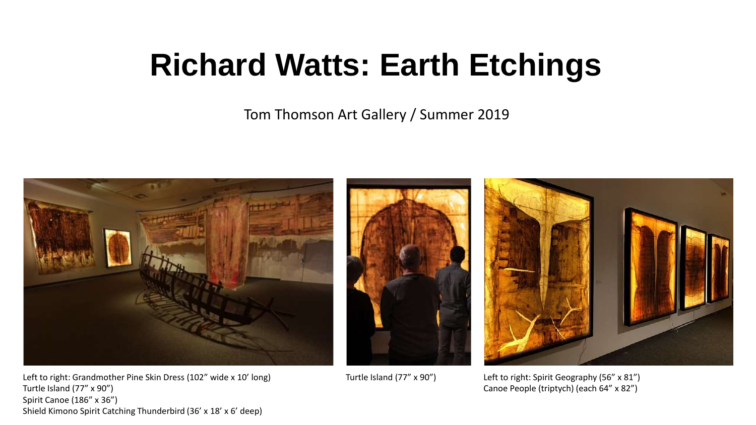# Richard Watts: Earth Etchings

Tom Thomson Art Gallery / Summer 2019

Left to right: Grandmother Pine Skin Dress (102" wide x 10' long)
Turtle Island (77" x 90")
Spirit Canoe (186" x 36")
Shield Kimono Spirit Catching Thunderbird (36' x 18' x 6' deep)

Turtle Island (77" x 90")

Left to right: Spirit Geography (56" x 81")
Canoe People (triptych) (each 64" x 82")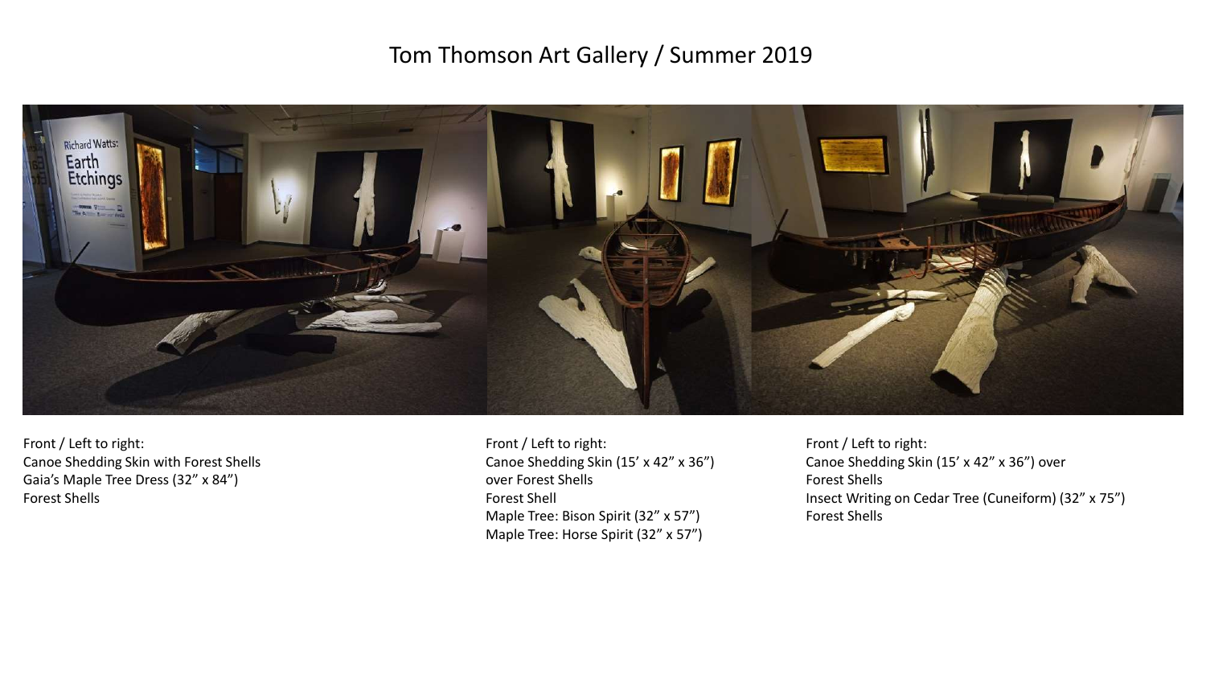# Tom Thomson Art Gallery / Summer 2019

Front / Left to right:
Canoe Shedding Skin with Forest Shells
Gaia's Maple Tree Dress (32" x 84")
Forest Shells

Front / Left to right:
Canoe Shedding Skin (15' x 42" x 36")
over Forest Shells
Forest Shell
Maple Tree: Bison Spirit (32" x 57")
Maple Tree: Horse Spirit (32" x 57")

Front / Left to right:
Canoe Shedding Skin (15' x 42" x 36") over
Forest Shells
Insect Writing on Cedar Tree (Cuneiform) (32" x 75")
Forest Shells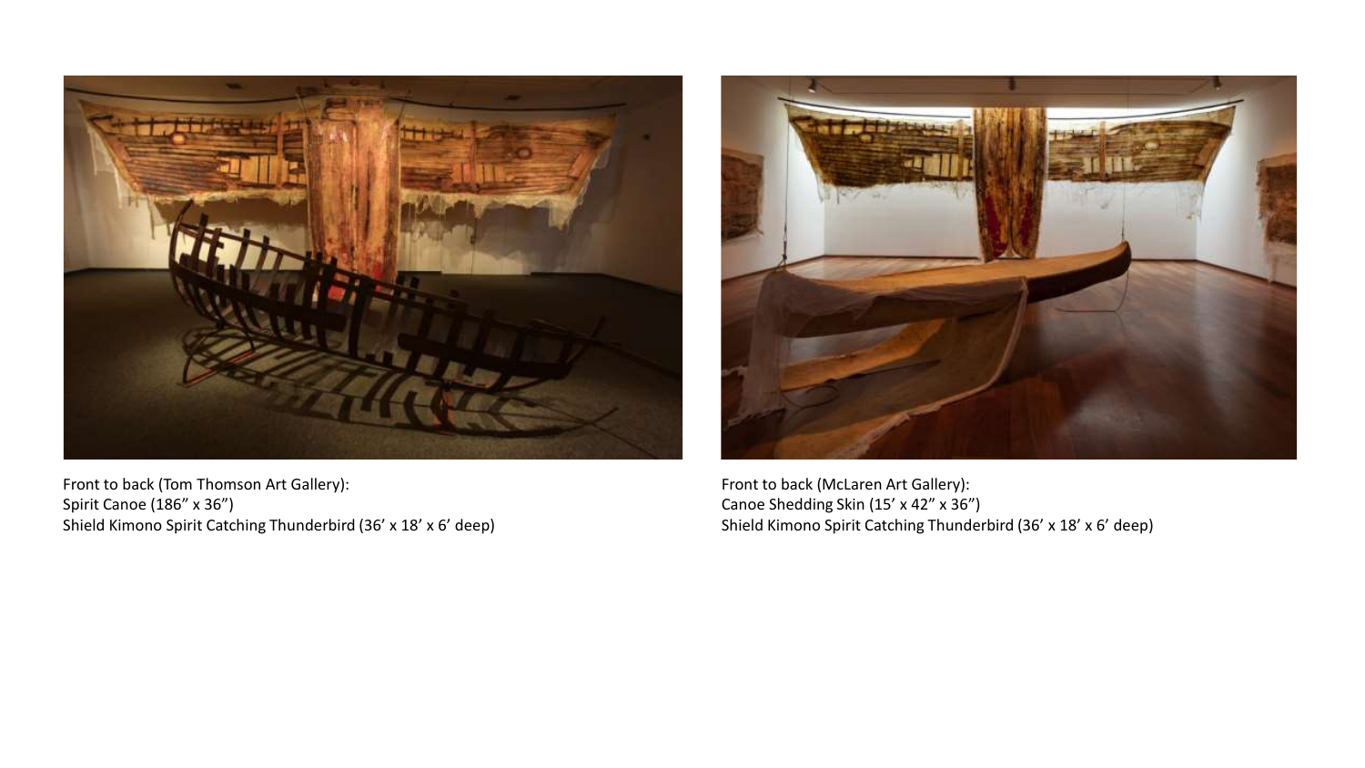Front to back (Tom Thomson Art Gallery):
Spirit Canoe (186" x 36")
Shield Kimono Spirit Catching Thunderbird (36' x 18' x 6' deep)

Front to back (McLaren Art Gallery):
Canoe Shedding Skin (15' x 42" x 36")
Shield Kimono Spirit Catching Thunderbird (36' x 18' x 6' deep)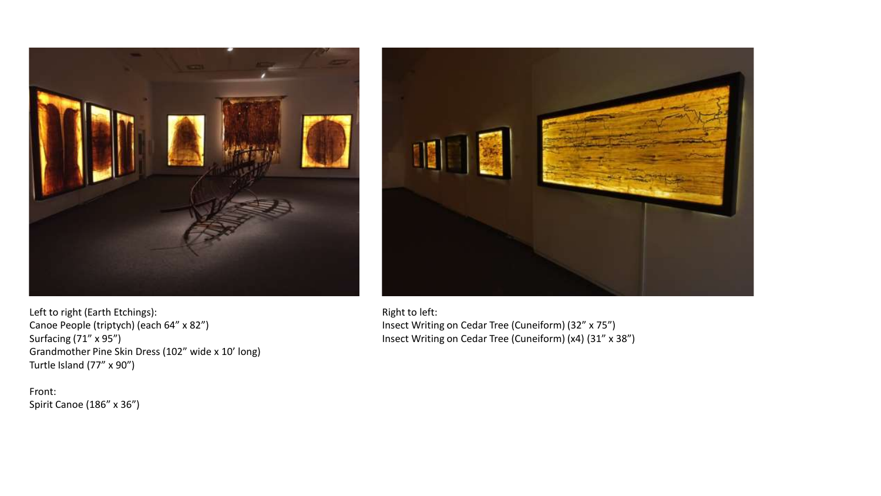Left to right (Earth Etchings):
Canoe People (triptych) (each 64” x 82”)
Surfacing (71” x 95”)
Grandmother Pine Skin Dress (102” wide x 10’ long)
Turtle Island (77” x 90”)

Front:
Spirit Canoe (186” x 36”)

Right to left:
Insect Writing on Cedar Tree (Cuneiform) (32” x 75”)
Insect Writing on Cedar Tree (Cuneiform) (x4) (31” x 38”)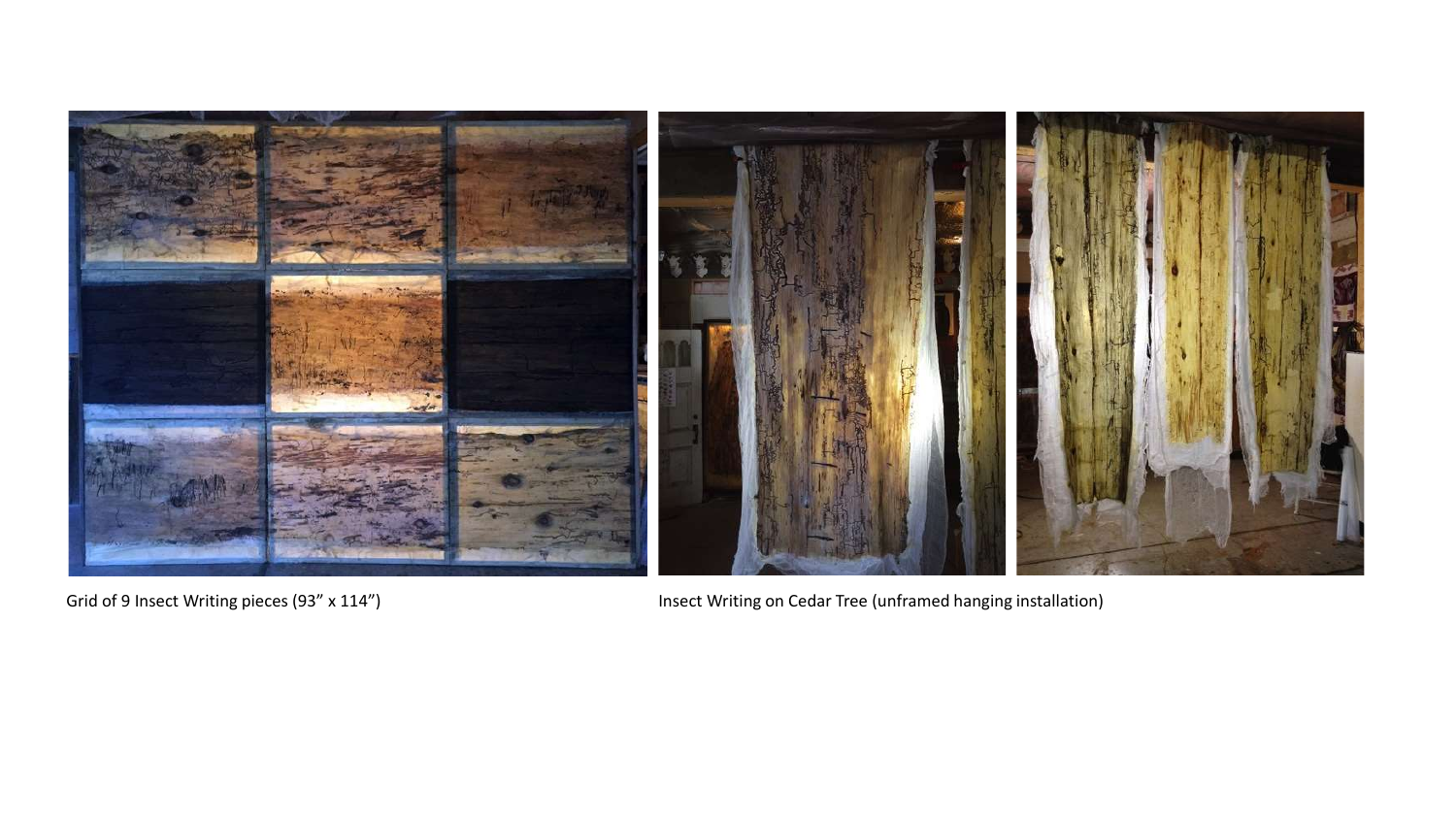Grid of 9 Insect Writing pieces (93” x 114”)

Insect Writing on Cedar Tree (unframed hanging installation)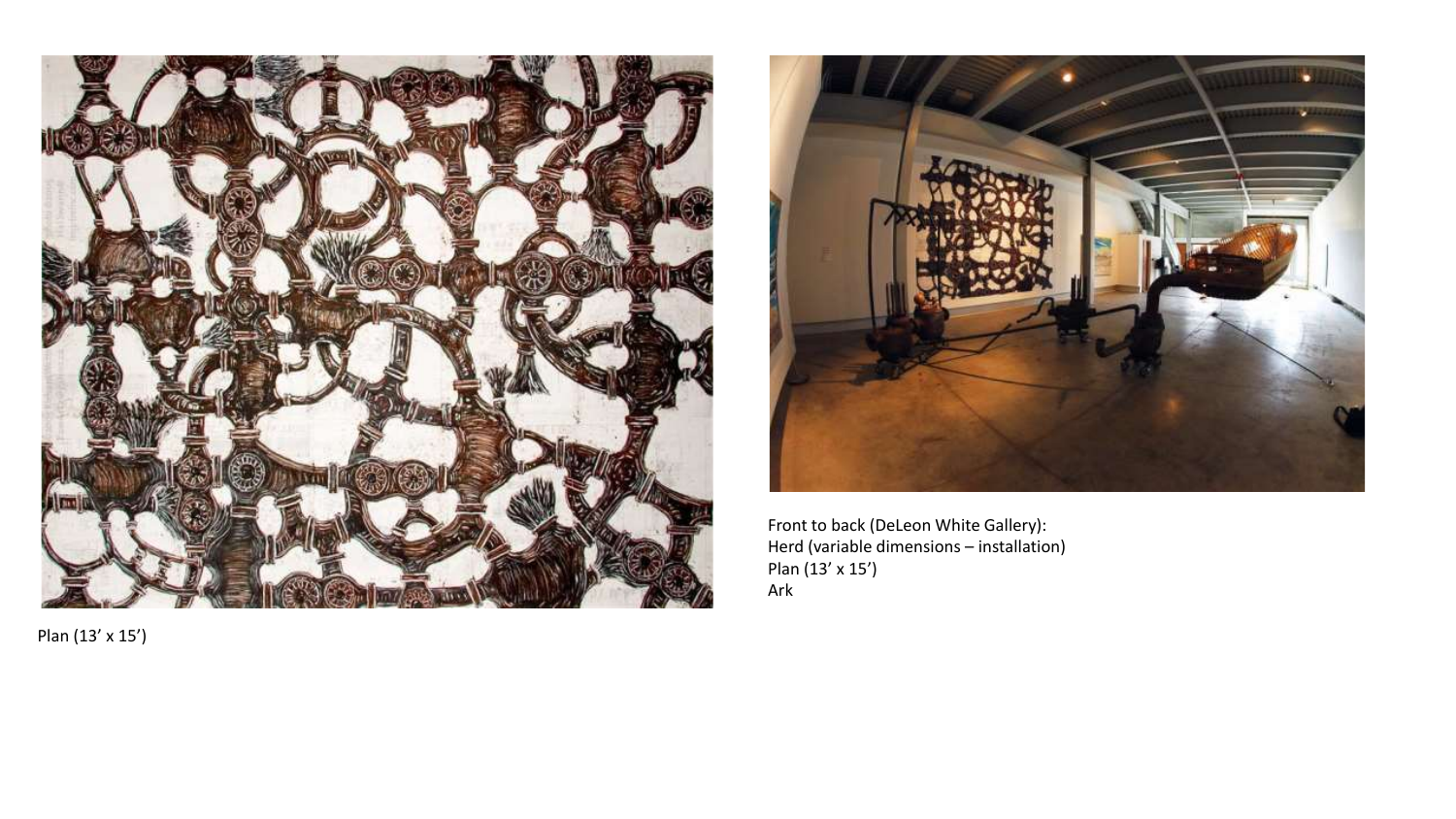Plan (13’ x 15’)

Front to back (DeLeon White Gallery):
Herd (variable dimensions – installation)
Plan (13’ x 15’)
Ark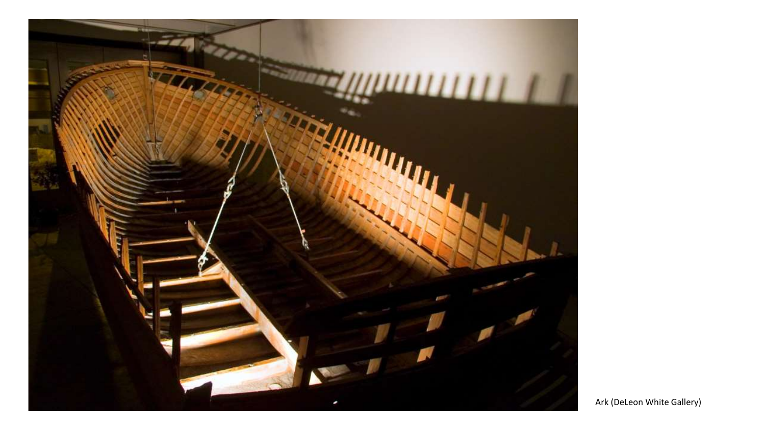Ark (DeLeon White Gallery)